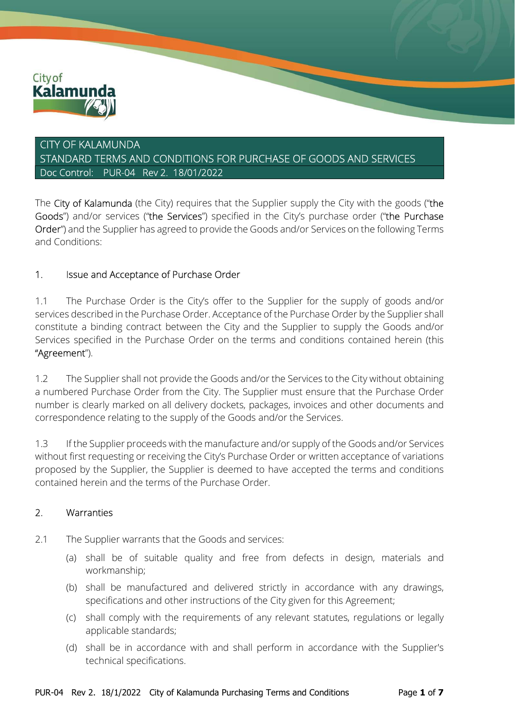# CITY OF KALAMUNDA

## STANDARD TERMS AND CONDITIONS FOR PURCHASE OF GOODS AND SERVICES

Doc Control: PUR-04 Rev 2. 18/01/2022

The City of Kalamunda (the City) requires that the Supplier supply the City with the goods ("the Goods") and/or services ("the Services") specified in the City's purchase order ("the Purchase Order") and the Supplier has agreed to provide the Goods and/or Services on the following Terms and Conditions:

### 1. Issue and Acceptance of Purchase Order

1.1 The Purchase Order is the City's offer to the Supplier for the supply of goods and/or services described in the Purchase Order. Acceptance of the Purchase Order by the Supplier shall constitute a binding contract between the City and the Supplier to supply the Goods and/or Services specified in the Purchase Order on the terms and conditions contained herein (this "Agreement").

1.2 The Supplier shall not provide the Goods and/or the Services to the City without obtaining a numbered Purchase Order from the City. The Supplier must ensure that the Purchase Order number is clearly marked on all delivery dockets, packages, invoices and other documents and correspondence relating to the supply of the Goods and/or the Services.

1.3 If the Supplier proceeds with the manufacture and/or supply of the Goods and/or Services without first requesting or receiving the City's Purchase Order or written acceptance of variations proposed by the Supplier, the Supplier is deemed to have accepted the terms and conditions contained herein and the terms of the Purchase Order.

### 2. Warranties

2.1 The Supplier warrants that the Goods and services:

(a) shall be of suitable quality and free from defects in design, materials and workmanship;

(b) shall be manufactured and delivered strictly in accordance with any drawings, specifications and other instructions of the City given for this Agreement;

(c) shall comply with the requirements of any relevant statutes, regulations or legally applicable standards;

(d) shall be in accordance with and shall perform in accordance with the Supplier's technical specifications.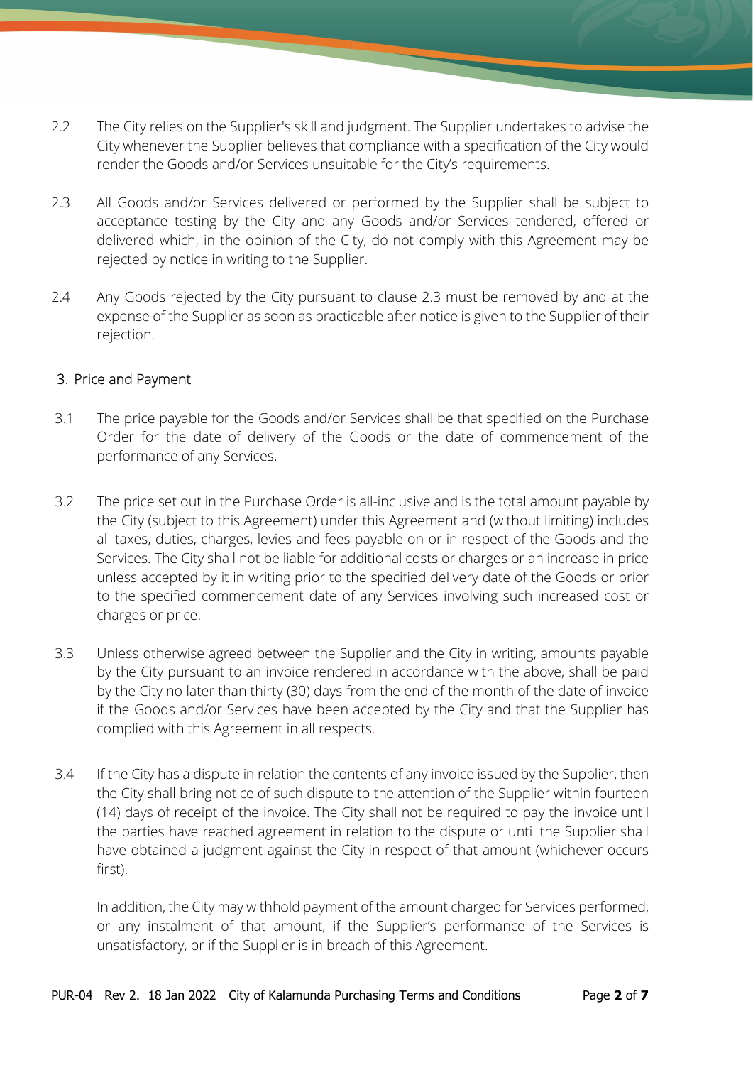2.2 The City relies on the Supplier's skill and judgment. The Supplier undertakes to advise the City whenever the Supplier believes that compliance with a specification of the City would render the Goods and/or Services unsuitable for the City's requirements.

2.3 All Goods and/or Services delivered or performed by the Supplier shall be subject to acceptance testing by the City and any Goods and/or Services tendered, offered or delivered which, in the opinion of the City, do not comply with this Agreement may be rejected by notice in writing to the Supplier.

2.4 Any Goods rejected by the City pursuant to clause 2.3 must be removed by and at the expense of the Supplier as soon as practicable after notice is given to the Supplier of their rejection.

## 3. Price and Payment

3.1 The price payable for the Goods and/or Services shall be that specified on the Purchase Order for the date of delivery of the Goods or the date of commencement of the performance of any Services.

3.2 The price set out in the Purchase Order is all-inclusive and is the total amount payable by the City (subject to this Agreement) under this Agreement and (without limiting) includes all taxes, duties, charges, levies and fees payable on or in respect of the Goods and the Services. The City shall not be liable for additional costs or charges or an increase in price unless accepted by it in writing prior to the specified delivery date of the Goods or prior to the specified commencement date of any Services involving such increased cost or charges or price.

3.3 Unless otherwise agreed between the Supplier and the City in writing, amounts payable by the City pursuant to an invoice rendered in accordance with the above, shall be paid by the City no later than thirty (30) days from the end of the month of the date of invoice if the Goods and/or Services have been accepted by the City and that the Supplier has complied with this Agreement in all respects.

3.4 If the City has a dispute in relation the contents of any invoice issued by the Supplier, then the City shall bring notice of such dispute to the attention of the Supplier within fourteen (14) days of receipt of the invoice. The City shall not be required to pay the invoice until the parties have reached agreement in relation to the dispute or until the Supplier shall have obtained a judgment against the City in respect of that amount (whichever occurs first).

In addition, the City may withhold payment of the amount charged for Services performed, or any instalment of that amount, if the Supplier's performance of the Services is unsatisfactory, or if the Supplier is in breach of this Agreement.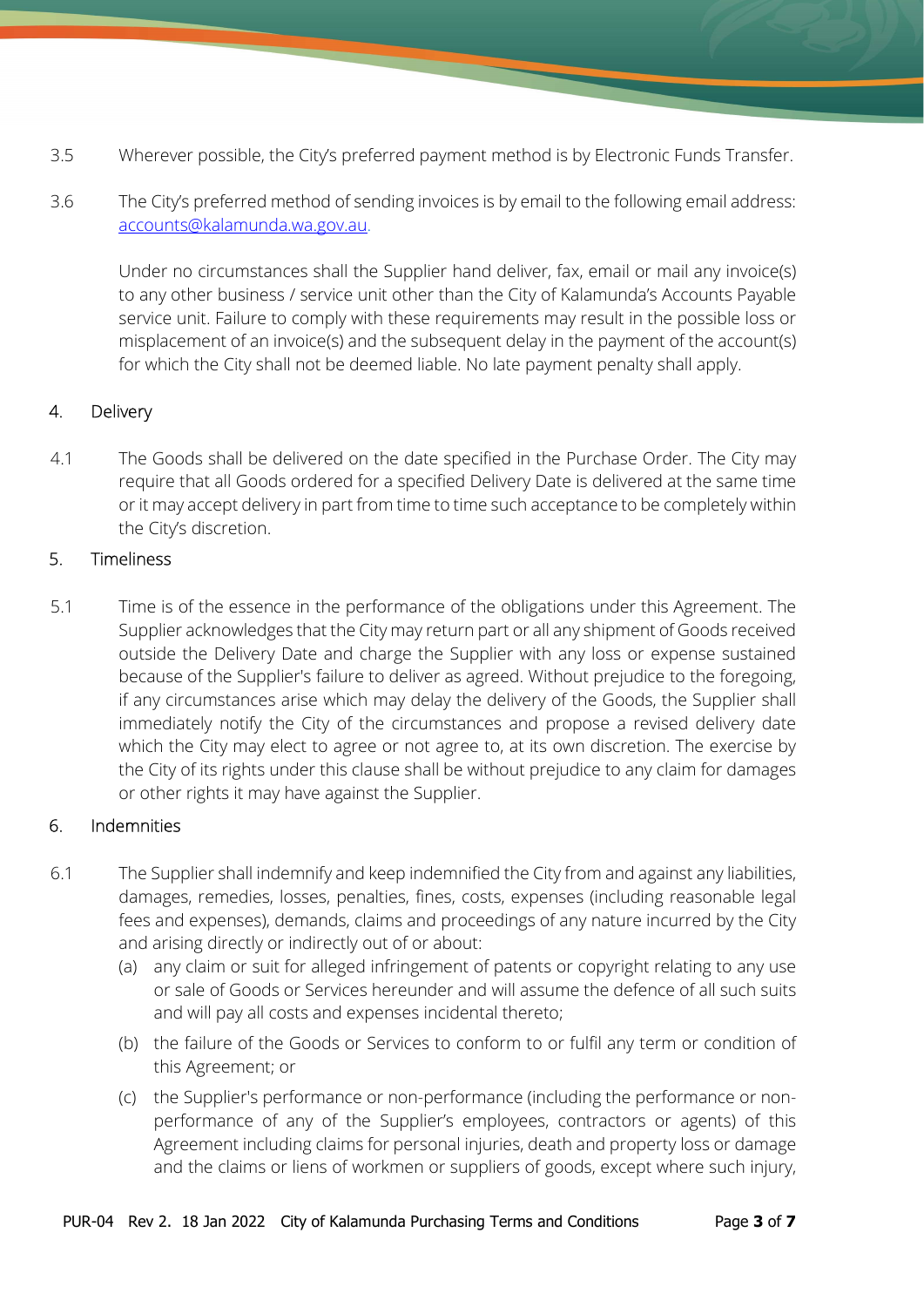3.5 Wherever possible, the City's preferred payment method is by Electronic Funds Transfer.

3.6 The City's preferred method of sending invoices is by email to the following email address: accounts@kalamunda.wa.gov.au.

Under no circumstances shall the Supplier hand deliver, fax, email or mail any invoice(s) to any other business / service unit other than the City of Kalamunda's Accounts Payable service unit. Failure to comply with these requirements may result in the possible loss or misplacement of an invoice(s) and the subsequent delay in the payment of the account(s) for which the City shall not be deemed liable. No late payment penalty shall apply.

## 4. Delivery

4.1 The Goods shall be delivered on the date specified in the Purchase Order. The City may require that all Goods ordered for a specified Delivery Date is delivered at the same time or it may accept delivery in part from time to time such acceptance to be completely within the City's discretion.

## 5. Timeliness

5.1 Time is of the essence in the performance of the obligations under this Agreement. The Supplier acknowledges that the City may return part or all any shipment of Goods received outside the Delivery Date and charge the Supplier with any loss or expense sustained because of the Supplier's failure to deliver as agreed. Without prejudice to the foregoing, if any circumstances arise which may delay the delivery of the Goods, the Supplier shall immediately notify the City of the circumstances and propose a revised delivery date which the City may elect to agree or not agree to, at its own discretion. The exercise by the City of its rights under this clause shall be without prejudice to any claim for damages or other rights it may have against the Supplier.

## 6. Indemnities

6.1 The Supplier shall indemnify and keep indemnified the City from and against any liabilities, damages, remedies, losses, penalties, fines, costs, expenses (including reasonable legal fees and expenses), demands, claims and proceedings of any nature incurred by the City and arising directly or indirectly out of or about:

(a) any claim or suit for alleged infringement of patents or copyright relating to any use or sale of Goods or Services hereunder and will assume the defence of all such suits and will pay all costs and expenses incidental thereto;

(b) the failure of the Goods or Services to conform to or fulfil any term or condition of this Agreement; or

(c) the Supplier's performance or non-performance (including the performance or non-performance of any of the Supplier's employees, contractors or agents) of this Agreement including claims for personal injuries, death and property loss or damage and the claims or liens of workmen or suppliers of goods, except where such injury,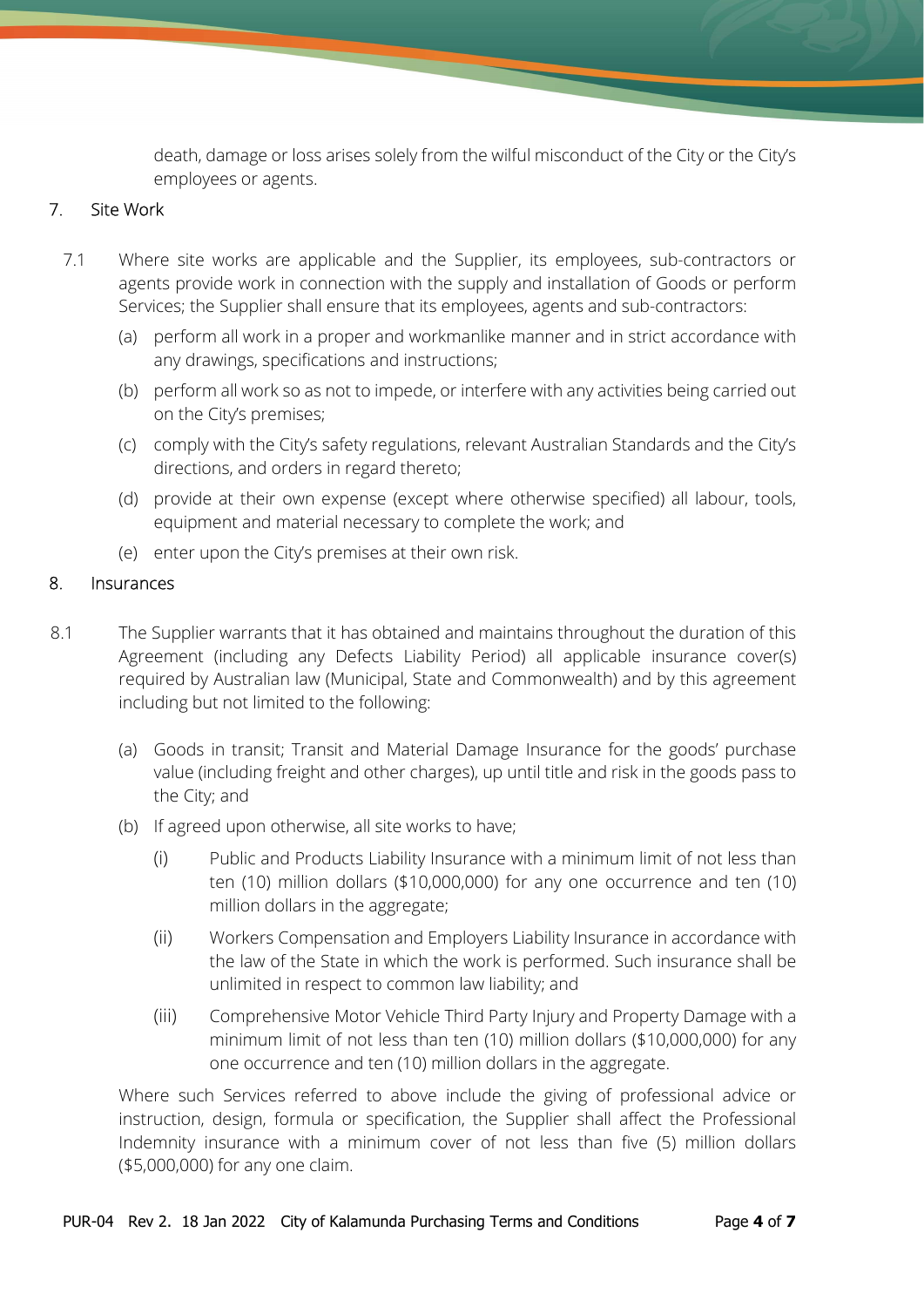death, damage or loss arises solely from the wilful misconduct of the City or the City's employees or agents.

## 7. Site Work

7.1 Where site works are applicable and the Supplier, its employees, sub-contractors or agents provide work in connection with the supply and installation of Goods or perform Services; the Supplier shall ensure that its employees, agents and sub-contractors:

(a) perform all work in a proper and workmanlike manner and in strict accordance with any drawings, specifications and instructions;

(b) perform all work so as not to impede, or interfere with any activities being carried out on the City's premises;

(c) comply with the City's safety regulations, relevant Australian Standards and the City's directions, and orders in regard thereto;

(d) provide at their own expense (except where otherwise specified) all labour, tools, equipment and material necessary to complete the work; and

(e) enter upon the City's premises at their own risk.

## 8. Insurances

8.1 The Supplier warrants that it has obtained and maintains throughout the duration of this Agreement (including any Defects Liability Period) all applicable insurance cover(s) required by Australian law (Municipal, State and Commonwealth) and by this agreement including but not limited to the following:

(a) Goods in transit; Transit and Material Damage Insurance for the goods' purchase value (including freight and other charges), up until title and risk in the goods pass to the City; and

(b) If agreed upon otherwise, all site works to have;

(i) Public and Products Liability Insurance with a minimum limit of not less than ten (10) million dollars ($10,000,000) for any one occurrence and ten (10) million dollars in the aggregate;

(ii) Workers Compensation and Employers Liability Insurance in accordance with the law of the State in which the work is performed. Such insurance shall be unlimited in respect to common law liability; and

(iii) Comprehensive Motor Vehicle Third Party Injury and Property Damage with a minimum limit of not less than ten (10) million dollars ($10,000,000) for any one occurrence and ten (10) million dollars in the aggregate.

Where such Services referred to above include the giving of professional advice or instruction, design, formula or specification, the Supplier shall affect the Professional Indemnity insurance with a minimum cover of not less than five (5) million dollars ($5,000,000) for any one claim.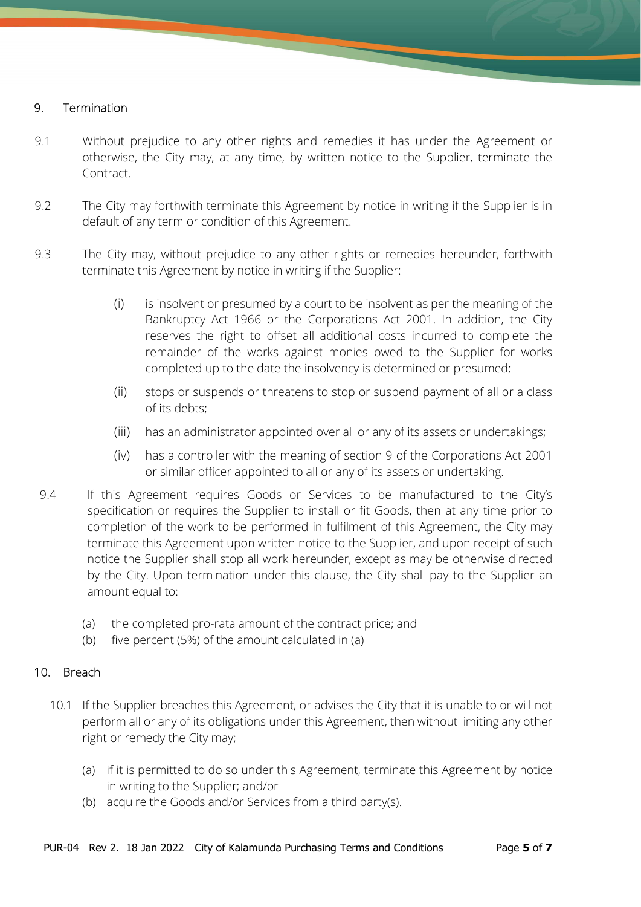## 9. Termination

9.1 Without prejudice to any other rights and remedies it has under the Agreement or otherwise, the City may, at any time, by written notice to the Supplier, terminate the Contract.

9.2 The City may forthwith terminate this Agreement by notice in writing if the Supplier is in default of any term or condition of this Agreement.

9.3 The City may, without prejudice to any other rights or remedies hereunder, forthwith terminate this Agreement by notice in writing if the Supplier:

- (i) is insolvent or presumed by a court to be insolvent as per the meaning of the Bankruptcy Act 1966 or the Corporations Act 2001. In addition, the City reserves the right to offset all additional costs incurred to complete the remainder of the works against monies owed to the Supplier for works completed up to the date the insolvency is determined or presumed;
- (ii) stops or suspends or threatens to stop or suspend payment of all or a class of its debts;
- (iii) has an administrator appointed over all or any of its assets or undertakings;
- (iv) has a controller with the meaning of section 9 of the Corporations Act 2001 or similar officer appointed to all or any of its assets or undertaking.

9.4 If this Agreement requires Goods or Services to be manufactured to the City's specification or requires the Supplier to install or fit Goods, then at any time prior to completion of the work to be performed in fulfilment of this Agreement, the City may terminate this Agreement upon written notice to the Supplier, and upon receipt of such notice the Supplier shall stop all work hereunder, except as may be otherwise directed by the City. Upon termination under this clause, the City shall pay to the Supplier an amount equal to:

- (a) the completed pro-rata amount of the contract price; and
- (b) five percent (5%) of the amount calculated in (a)

## 10. Breach

10.1 If the Supplier breaches this Agreement, or advises the City that it is unable to or will not perform all or any of its obligations under this Agreement, then without limiting any other right or remedy the City may;

- (a) if it is permitted to do so under this Agreement, terminate this Agreement by notice in writing to the Supplier; and/or
- (b) acquire the Goods and/or Services from a third party(s).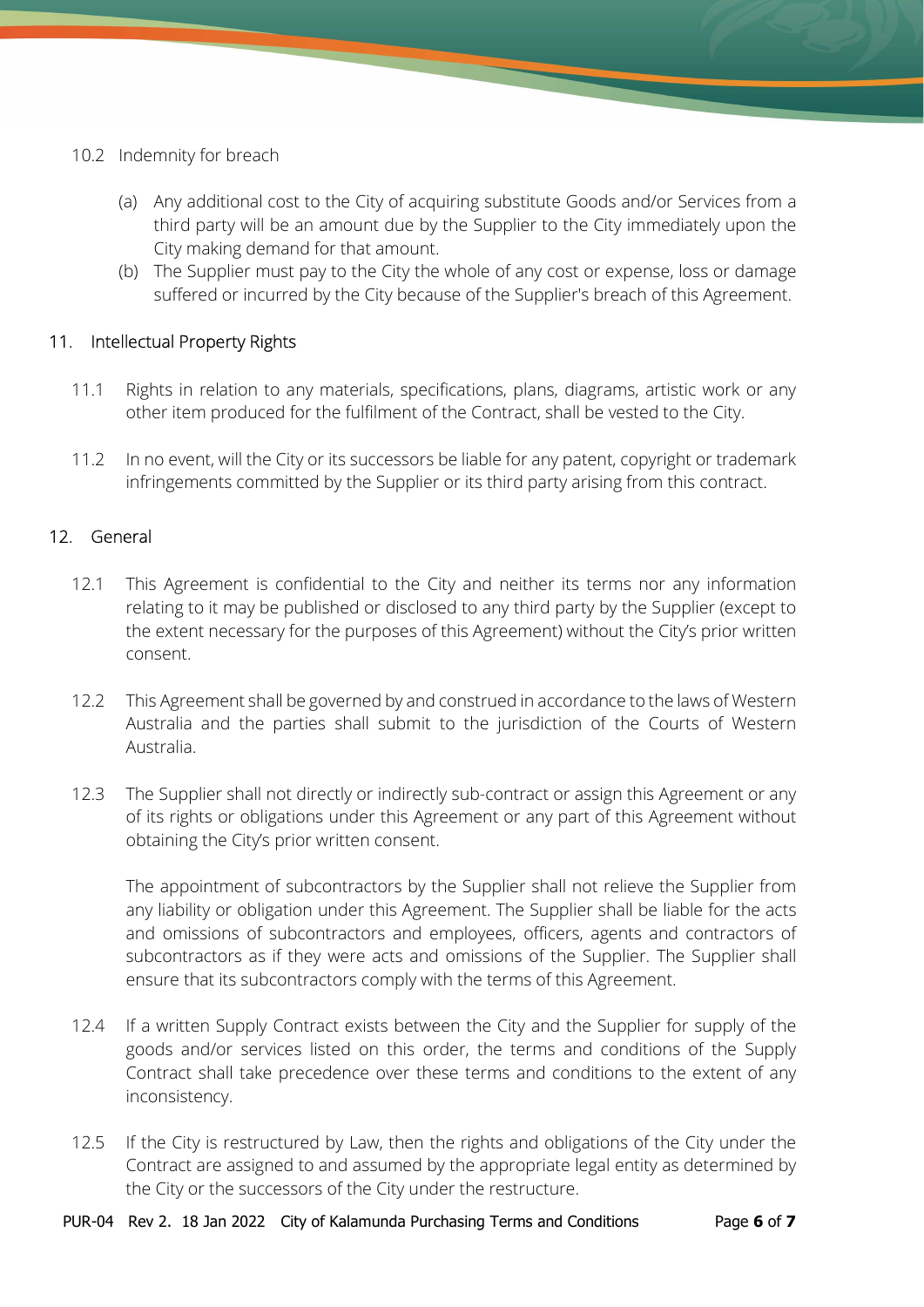### 10.2 Indemnity for breach

(a) Any additional cost to the City of acquiring substitute Goods and/or Services from a third party will be an amount due by the Supplier to the City immediately upon the City making demand for that amount.

(b) The Supplier must pay to the City the whole of any cost or expense, loss or damage suffered or incurred by the City because of the Supplier's breach of this Agreement.

## 11. Intellectual Property Rights

11.1 Rights in relation to any materials, specifications, plans, diagrams, artistic work or any other item produced for the fulfilment of the Contract, shall be vested to the City.

11.2 In no event, will the City or its successors be liable for any patent, copyright or trademark infringements committed by the Supplier or its third party arising from this contract.

## 12. General

12.1 This Agreement is confidential to the City and neither its terms nor any information relating to it may be published or disclosed to any third party by the Supplier (except to the extent necessary for the purposes of this Agreement) without the City's prior written consent.

12.2 This Agreement shall be governed by and construed in accordance to the laws of Western Australia and the parties shall submit to the jurisdiction of the Courts of Western Australia.

12.3 The Supplier shall not directly or indirectly sub-contract or assign this Agreement or any of its rights or obligations under this Agreement or any part of this Agreement without obtaining the City's prior written consent.

The appointment of subcontractors by the Supplier shall not relieve the Supplier from any liability or obligation under this Agreement. The Supplier shall be liable for the acts and omissions of subcontractors and employees, officers, agents and contractors of subcontractors as if they were acts and omissions of the Supplier. The Supplier shall ensure that its subcontractors comply with the terms of this Agreement.

12.4 If a written Supply Contract exists between the City and the Supplier for supply of the goods and/or services listed on this order, the terms and conditions of the Supply Contract shall take precedence over these terms and conditions to the extent of any inconsistency.

12.5 If the City is restructured by Law, then the rights and obligations of the City under the Contract are assigned to and assumed by the appropriate legal entity as determined by the City or the successors of the City under the restructure.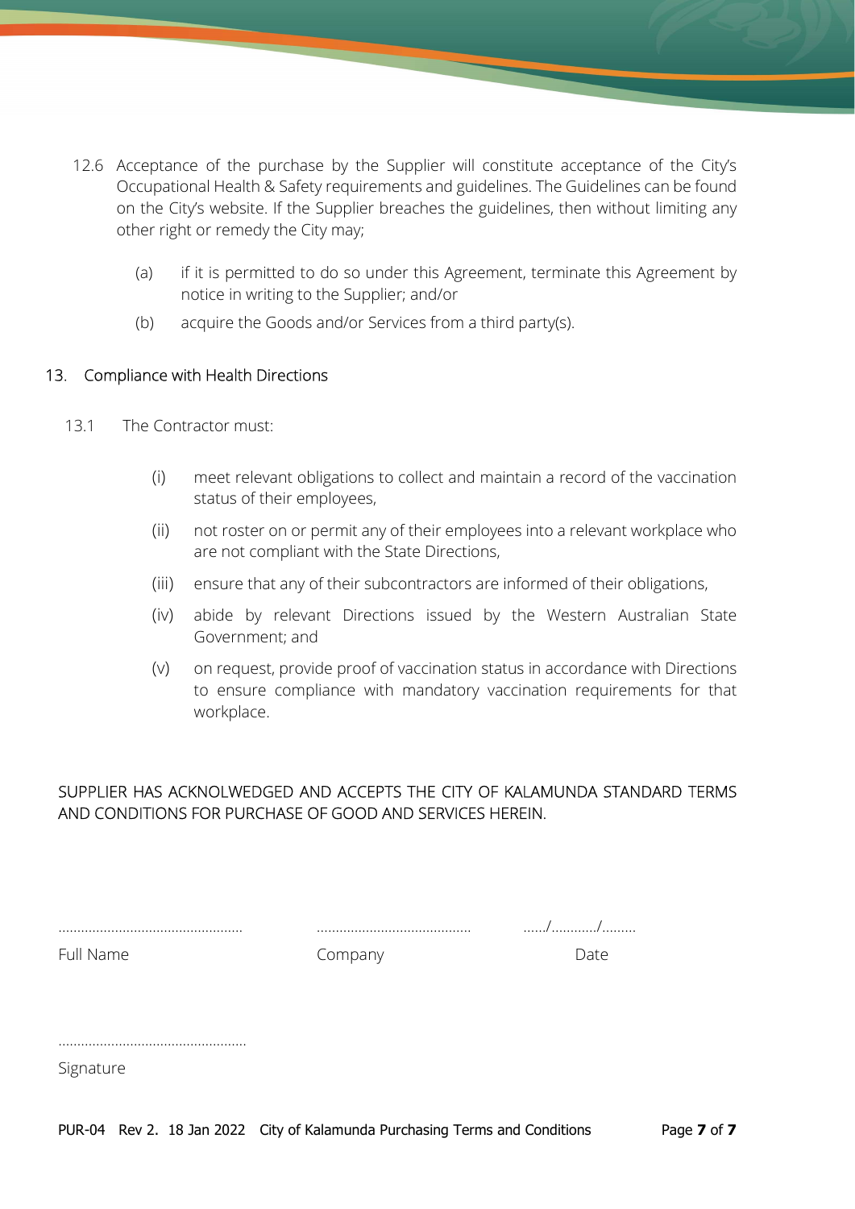12.6 Acceptance of the purchase by the Supplier will constitute acceptance of the City's Occupational Health & Safety requirements and guidelines. The Guidelines can be found on the City's website. If the Supplier breaches the guidelines, then without limiting any other right or remedy the City may;

  - (a) if it is permitted to do so under this Agreement, terminate this Agreement by notice in writing to the Supplier; and/or
  - (b) acquire the Goods and/or Services from a third party(s).

## 13. Compliance with Health Directions

13.1 The Contractor must:

  - (i) meet relevant obligations to collect and maintain a record of the vaccination status of their employees,
  - (ii) not roster on or permit any of their employees into a relevant workplace who are not compliant with the State Directions,
  - (iii) ensure that any of their subcontractors are informed of their obligations,
  - (iv) abide by relevant Directions issued by the Western Australian State Government; and
  - (v) on request, provide proof of vaccination status in accordance with Directions to ensure compliance with mandatory vaccination requirements for that workplace.

SUPPLIER HAS ACKNOLWEDGED AND ACCEPTS THE CITY OF KALAMUNDA STANDARD TERMS AND CONDITIONS FOR PURCHASE OF GOOD AND SERVICES HEREIN.

| | | |
|---|---|---|
| ................................................ | ........................................ | ....../............/......... |
| Full Name | Company | Date |

.................................................

Signature